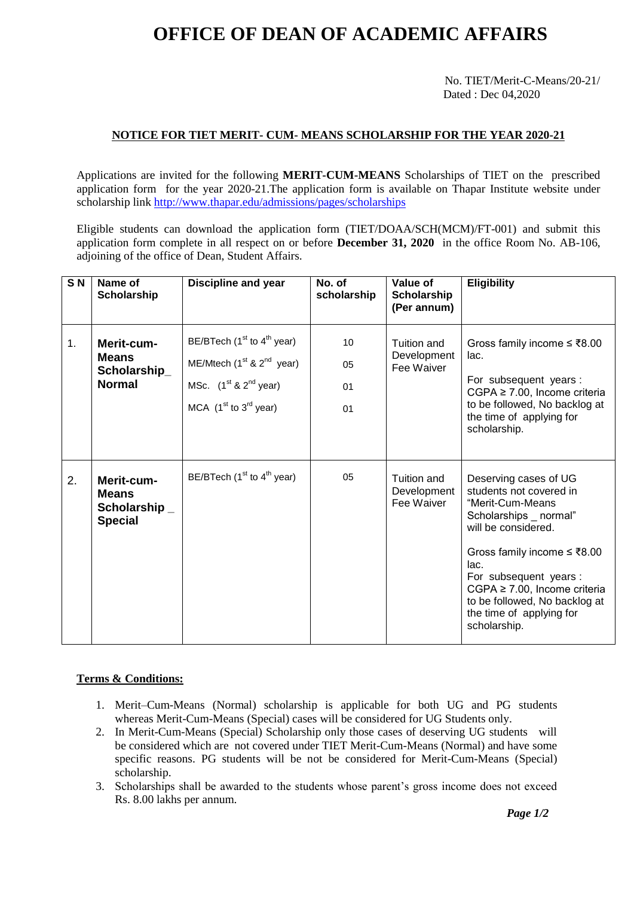# OFFICE OF DEAN OF ACADEMIC AFFAIRS

No. TIET/Merit-C-Means/20-21/
Dated : Dec 04,2020

**NOTICE FOR TIET MERIT- CUM- MEANS SCHOLARSHIP FOR THE YEAR 2020-21**

Applications are invited for the following **MERIT-CUM-MEANS** Scholarships of TIET on the prescribed application form for the year 2020-21.The application form is available on Thapar Institute website under scholarship link http://www.thapar.edu/admissions/pages/scholarships

Eligible students can download the application form (TIET/DOAA/SCH(MCM)/FT-001) and submit this application form complete in all respect on or before **December 31, 2020** in the office Room No. AB-106, adjoining of the office of Dean, Student Affairs.

| S N | Name of Scholarship | Discipline and year | No. of scholarship | Value of Scholarship (Per annum) | Eligibility |
|---|---|---|---|---|---|
| 1. | **Merit-cum-Means Scholarship_ Normal** | BE/BTech (1st to 4th year)<br>ME/Mtech (1st & 2nd year)<br>MSc. (1st & 2nd year)<br>MCA (1st to 3rd year) | 10<br>05<br>01<br>01 | Tuition and Development Fee Waiver | Gross family income ≤ ₹8.00 lac.<br>For subsequent years : CGPA ≥ 7.00, Income criteria to be followed, No backlog at the time of applying for scholarship. |
| 2. | **Merit-cum-Means Scholarship _ Special** | BE/BTech (1st to 4th year) | 05 | Tuition and Development Fee Waiver | Deserving cases of UG students not covered in "Merit-Cum-Means Scholarships _ normal" will be considered.<br>Gross family income ≤ ₹8.00 lac.<br>For subsequent years : CGPA ≥ 7.00, Income criteria to be followed, No backlog at the time of applying for scholarship. |

**Terms & Conditions:**

1. Merit–Cum-Means (Normal) scholarship is applicable for both UG and PG students whereas Merit-Cum-Means (Special) cases will be considered for UG Students only.
2. In Merit-Cum-Means (Special) Scholarship only those cases of deserving UG students will be considered which are not covered under TIET Merit-Cum-Means (Normal) and have some specific reasons. PG students will be not be considered for Merit-Cum-Means (Special) scholarship.
3. Scholarships shall be awarded to the students whose parent's gross income does not exceed Rs. 8.00 lakhs per annum.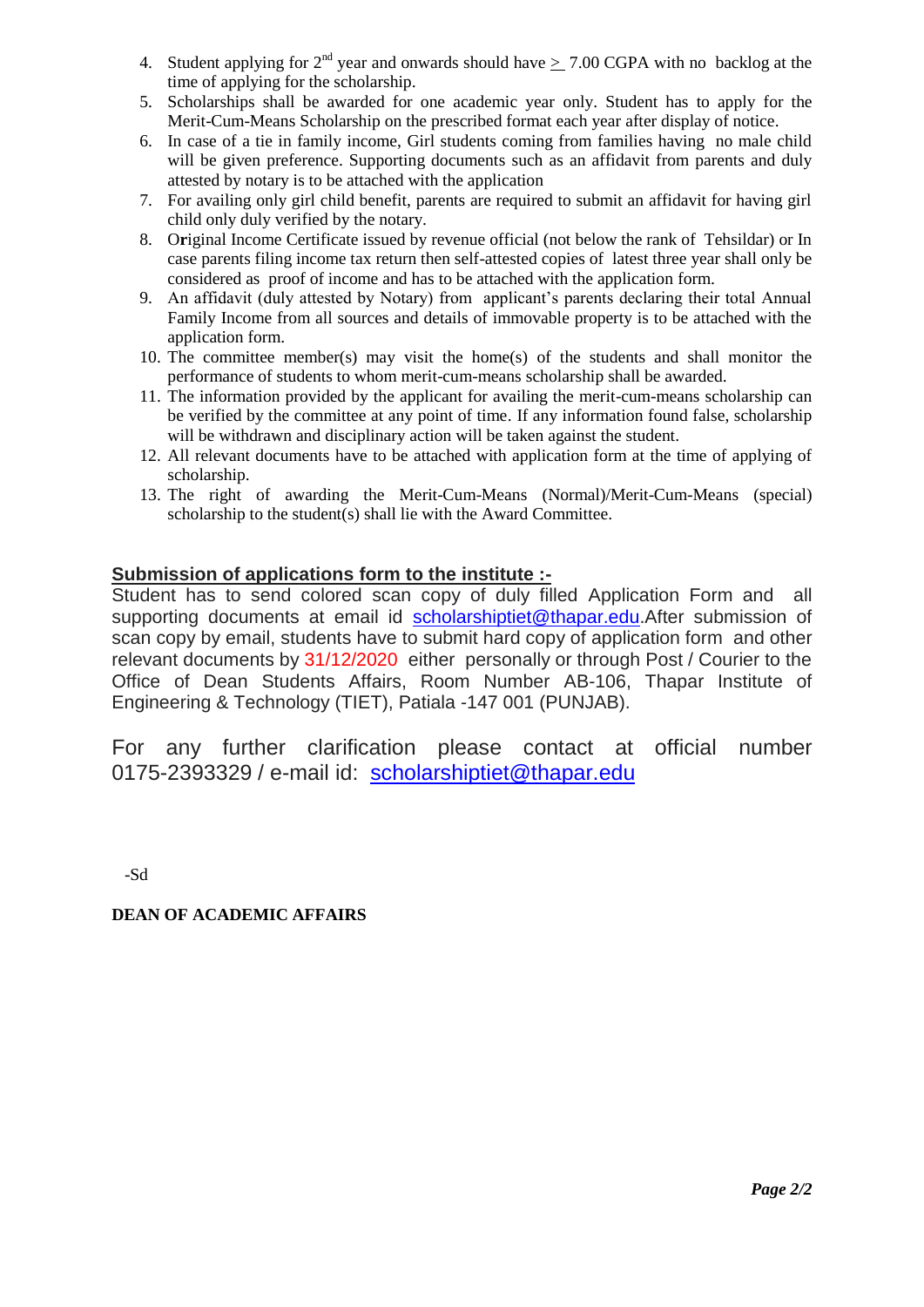4. Student applying for $2^{nd}$ year and onwards should have $\geq$ 7.00 CGPA with no backlog at the time of applying for the scholarship.
5. Scholarships shall be awarded for one academic year only. Student has to apply for the Merit-Cum-Means Scholarship on the prescribed format each year after display of notice.
6. In case of a tie in family income, Girl students coming from families having no male child will be given preference. Supporting documents such as an affidavit from parents and duly attested by notary is to be attached with the application
7. For availing only girl child benefit, parents are required to submit an affidavit for having girl child only duly verified by the notary.
8. Original Income Certificate issued by revenue official (not below the rank of Tehsildar) or In case parents filing income tax return then self-attested copies of latest three year shall only be considered as proof of income and has to be attached with the application form.
9. An affidavit (duly attested by Notary) from applicant's parents declaring their total Annual Family Income from all sources and details of immovable property is to be attached with the application form.
10. The committee member(s) may visit the home(s) of the students and shall monitor the performance of students to whom merit-cum-means scholarship shall be awarded.
11. The information provided by the applicant for availing the merit-cum-means scholarship can be verified by the committee at any point of time. If any information found false, scholarship will be withdrawn and disciplinary action will be taken against the student.
12. All relevant documents have to be attached with application form at the time of applying of scholarship.
13. The right of awarding the Merit-Cum-Means (Normal)/Merit-Cum-Means (special) scholarship to the student(s) shall lie with the Award Committee.

**Submission of applications form to the institute :-**

Student has to send colored scan copy of duly filled Application Form and all supporting documents at email id scholarshiptiet@thapar.edu.After submission of scan copy by email, students have to submit hard copy of application form and other relevant documents by 31/12/2020 either personally or through Post / Courier to the Office of Dean Students Affairs, Room Number AB-106, Thapar Institute of Engineering & Technology (TIET), Patiala -147 001 (PUNJAB).

For any further clarification please contact at official number 0175-2393329 / e-mail id: scholarshiptiet@thapar.edu

-Sd

**DEAN OF ACADEMIC AFFAIRS**